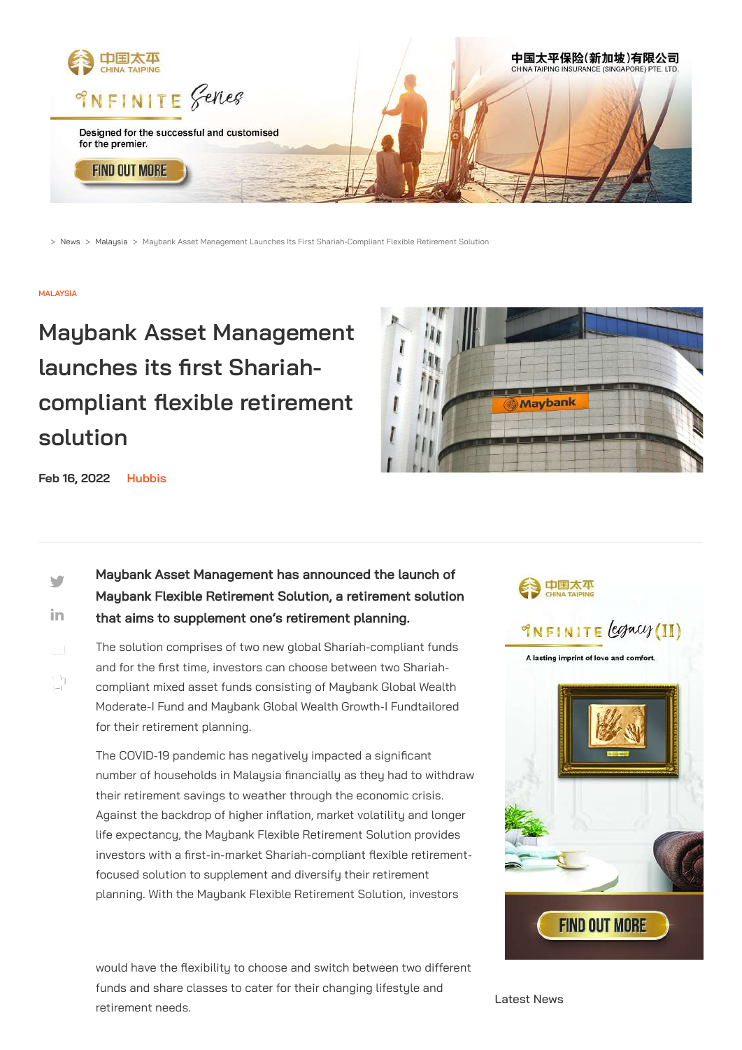> News > Malaysia > Maybank Asset Management Launches Its First Shariah-Compliant Flexible Retirement Solution

MALAYSIA

# Maybank Asset Management launches its first Shariah-compliant flexible retirement solution

**Feb 16, 2022** Hubbis

**Maybank Asset Management has announced the launch of Maybank Flexible Retirement Solution, a retirement solution that aims to supplement one's retirement planning.**

The solution comprises of two new global Shariah-compliant funds and for the first time, investors can choose between two Shariah-compliant mixed asset funds consisting of Maybank Global Wealth Moderate-I Fund and Maybank Global Wealth Growth-I Fundtailored for their retirement planning.

The COVID-19 pandemic has negatively impacted a significant number of households in Malaysia financially as they had to withdraw their retirement savings to weather through the economic crisis. Against the backdrop of higher inflation, market volatility and longer life expectancy, the Maybank Flexible Retirement Solution provides investors with a first-in-market Shariah-compliant flexible retirement-focused solution to supplement and diversify their retirement planning. With the Maybank Flexible Retirement Solution, investors would have the flexibility to choose and switch between two different funds and share classes to cater for their changing lifestyle and retirement needs.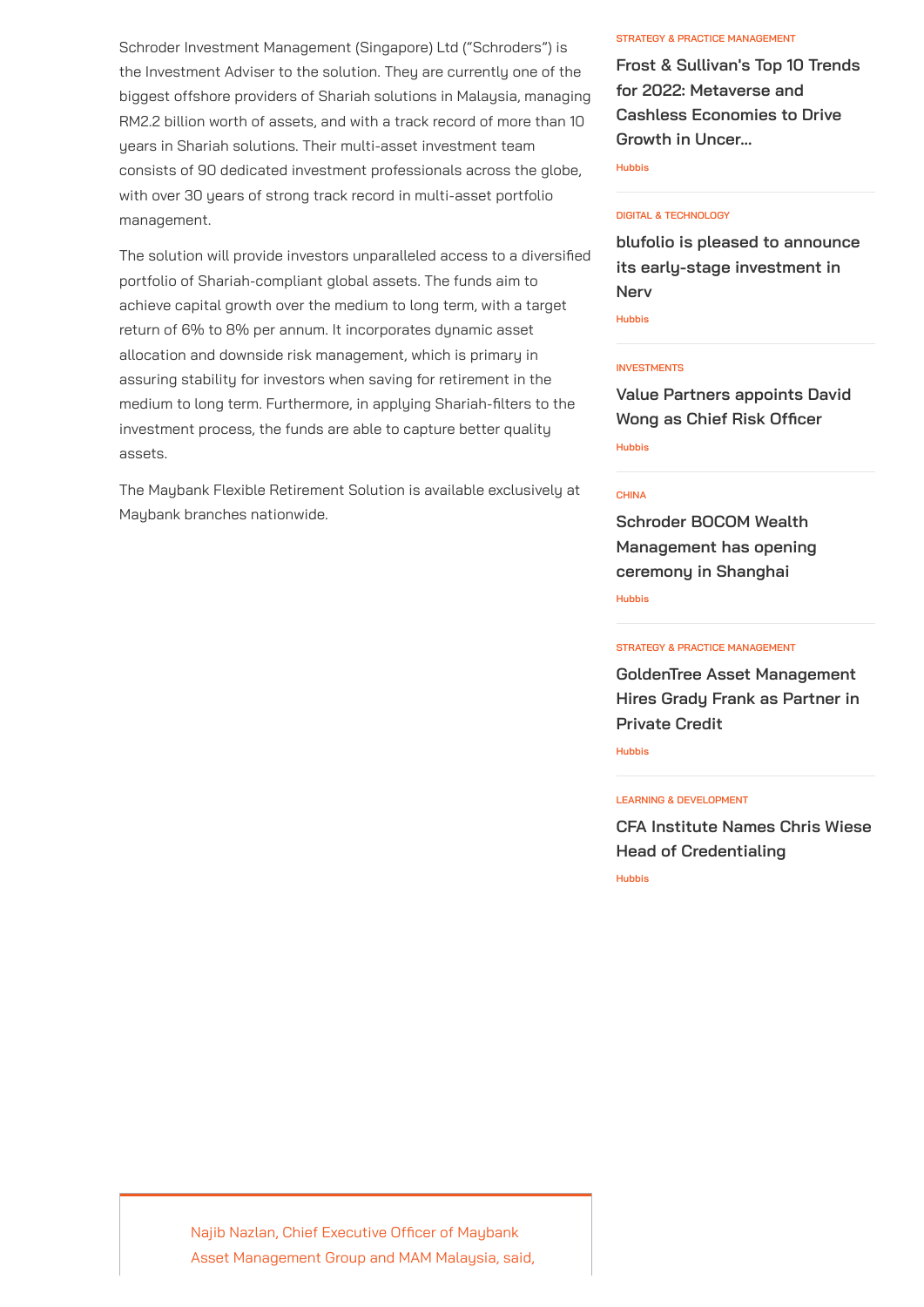Schroder Investment Management (Singapore) Ltd ("Schroders") is the Investment Adviser to the solution. They are currently one of the biggest offshore providers of Shariah solutions in Malaysia, managing RM2.2 billion worth of assets, and with a track record of more than 10 years in Shariah solutions. Their multi-asset investment team consists of 90 dedicated investment professionals across the globe, with over 30 years of strong track record in multi-asset portfolio management.

The solution will provide investors unparalleled access to a diversified portfolio of Shariah-compliant global assets. The funds aim to achieve capital growth over the medium to long term, with a target return of 6% to 8% per annum. It incorporates dynamic asset allocation and downside risk management, which is primary in assuring stability for investors when saving for retirement in the medium to long term. Furthermore, in applying Shariah-filters to the investment process, the funds are able to capture better quality assets.

The Maybank Flexible Retirement Solution is available exclusively at Maybank branches nationwide.

Najib Nazlan, Chief Executive Officer of Maybank Asset Management Group and MAM Malaysia, said,

STRATEGY & PRACTICE MANAGEMENT

**Frost & Sullivan's Top 10 Trends for 2022: Metaverse and Cashless Economies to Drive Growth in Uncer...**

Hubbis

DIGITAL & TECHNOLOGY

**blufolio is pleased to announce its early-stage investment in Nerv**

Hubbis

INVESTMENTS

**Value Partners appoints David Wong as Chief Risk Officer**

Hubbis

CHINA

**Schroder BOCOM Wealth Management has opening ceremony in Shanghai**

Hubbis

STRATEGY & PRACTICE MANAGEMENT

**GoldenTree Asset Management Hires Grady Frank as Partner in Private Credit**

Hubbis

LEARNING & DEVELOPMENT

**CFA Institute Names Chris Wiese Head of Credentialing**

Hubbis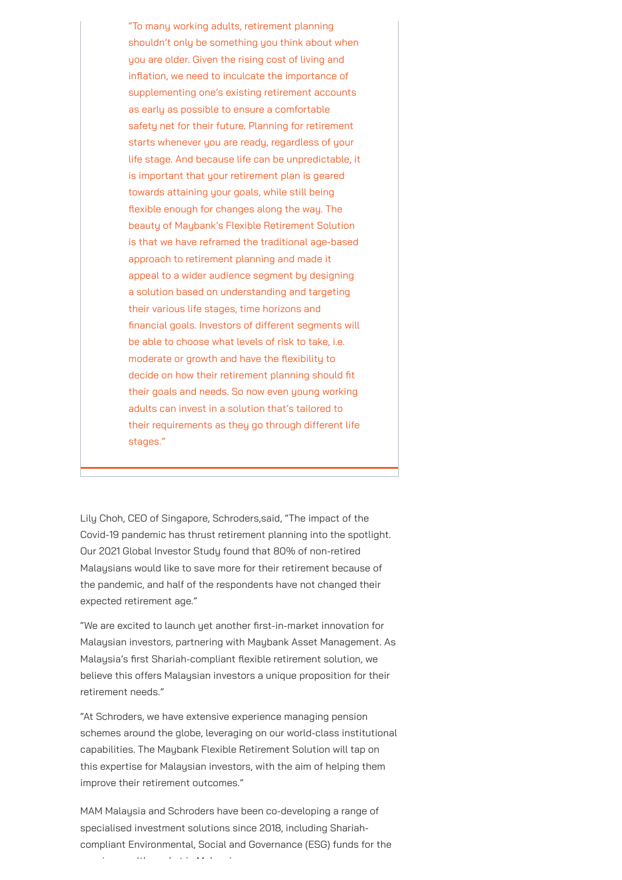"To many working adults, retirement planning shouldn't only be something you think about when you are older. Given the rising cost of living and inflation, we need to inculcate the importance of supplementing one's existing retirement accounts as early as possible to ensure a comfortable safety net for their future. Planning for retirement starts whenever you are ready, regardless of your life stage. And because life can be unpredictable, it is important that your retirement plan is geared towards attaining your goals, while still being flexible enough for changes along the way. The beauty of Maybank's Flexible Retirement Solution is that we have reframed the traditional age-based approach to retirement planning and made it appeal to a wider audience segment by designing a solution based on understanding and targeting their various life stages, time horizons and financial goals. Investors of different segments will be able to choose what levels of risk to take, i.e. moderate or growth and have the flexibility to decide on how their retirement planning should fit their goals and needs. So now even young working adults can invest in a solution that's tailored to their requirements as they go through different life stages."

Lily Choh, CEO of Singapore, Schroders,said, "The impact of the Covid-19 pandemic has thrust retirement planning into the spotlight. Our 2021 Global Investor Study found that 80% of non-retired Malaysians would like to save more for their retirement because of the pandemic, and half of the respondents have not changed their expected retirement age."

"We are excited to launch yet another first-in-market innovation for Malaysian investors, partnering with Maybank Asset Management. As Malaysia's first Shariah-compliant flexible retirement solution, we believe this offers Malaysian investors a unique proposition for their retirement needs."

"At Schroders, we have extensive experience managing pension schemes around the globe, leveraging on our world-class institutional capabilities. The Maybank Flexible Retirement Solution will tap on this expertise for Malaysian investors, with the aim of helping them improve their retirement outcomes."

MAM Malaysia and Schroders have been co-developing a range of specialised investment solutions since 2018, including Shariah-compliant Environmental, Social and Governance (ESG) funds for the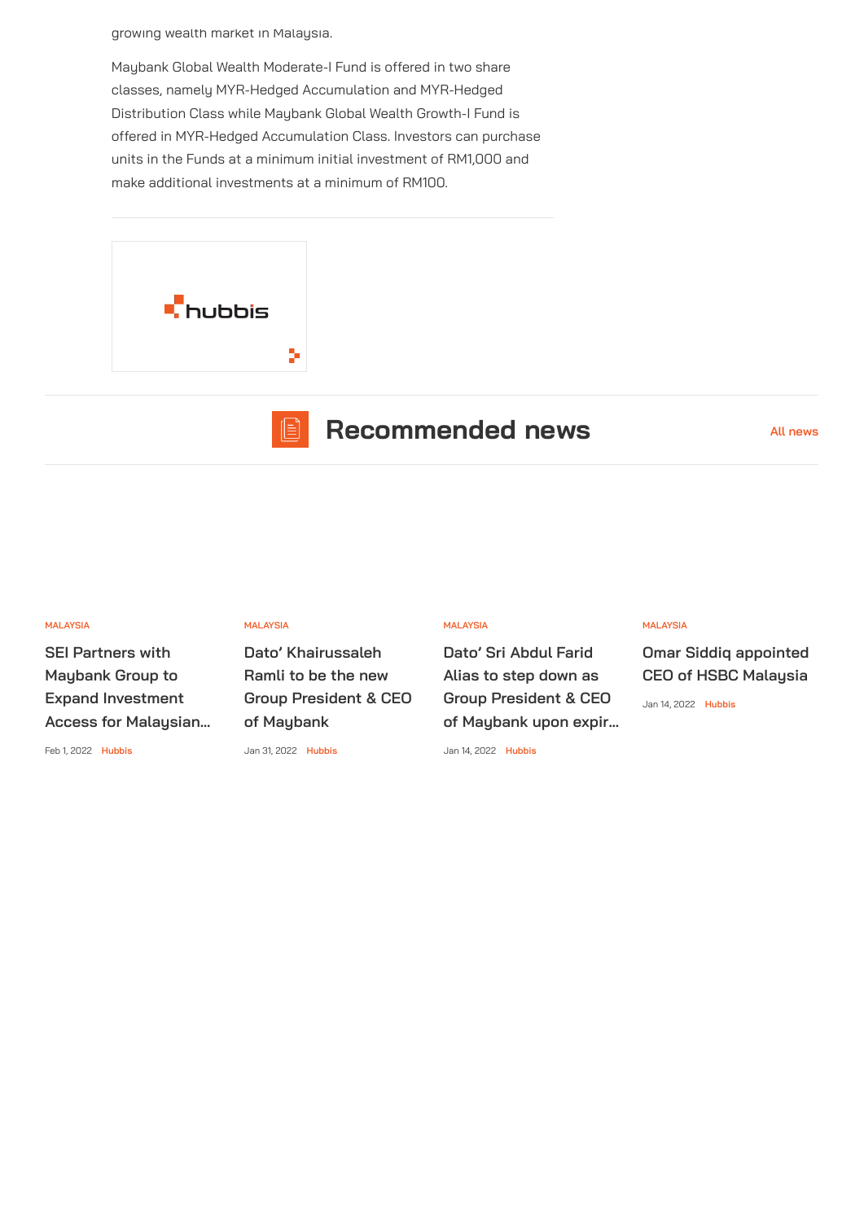growing wealth market in Malaysia.

Maybank Global Wealth Moderate-I Fund is offered in two share classes, namely MYR-Hedged Accumulation and MYR-Hedged Distribution Class while Maybank Global Wealth Growth-I Fund is offered in MYR-Hedged Accumulation Class. Investors can purchase units in the Funds at a minimum initial investment of RM1,000 and make additional investments at a minimum of RM100.

hubbis

## Recommended news

All news

MALAYSIA

**SEI Partners with Maybank Group to Expand Investment Access for Malaysian...**

Feb 1, 2022 Hubbis

MALAYSIA

**Dato' Khairussaleh Ramli to be the new Group President & CEO of Maybank**

Jan 31, 2022 Hubbis

MALAYSIA

**Dato' Sri Abdul Farid Alias to step down as Group President & CEO of Maybank upon expir...**

Jan 14, 2022 Hubbis

MALAYSIA

**Omar Siddiq appointed CEO of HSBC Malaysia**

Jan 14, 2022 Hubbis